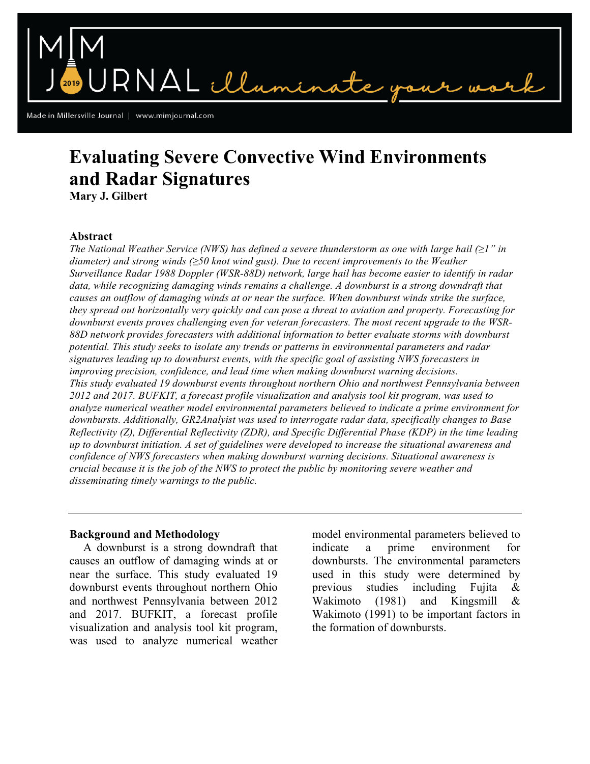# Evaluating Severe Convective Wind Environments and Radar Signatures

**Mary J. Gilbert**

## Abstract

*The National Weather Service (NWS) has defined a severe thunderstorm as one with large hail (≥1" in diameter) and strong winds (≥50 knot wind gust). Due to recent improvements to the Weather Surveillance Radar 1988 Doppler (WSR-88D) network, large hail has become easier to identify in radar data, while recognizing damaging winds remains a challenge. A downburst is a strong downdraft that causes an outflow of damaging winds at or near the surface. When downburst winds strike the surface, they spread out horizontally very quickly and can pose a threat to aviation and property. Forecasting for downburst events proves challenging even for veteran forecasters. The most recent upgrade to the WSR-88D network provides forecasters with additional information to better evaluate storms with downburst potential. This study seeks to isolate any trends or patterns in environmental parameters and radar signatures leading up to downburst events, with the specific goal of assisting NWS forecasters in improving precision, confidence, and lead time when making downburst warning decisions.*

*This study evaluated 19 downburst events throughout northern Ohio and northwest Pennsylvania between 2012 and 2017. BUFKIT, a forecast profile visualization and analysis tool kit program, was used to analyze numerical weather model environmental parameters believed to indicate a prime environment for downbursts. Additionally, GR2Analyist was used to interrogate radar data, specifically changes to Base Reflectivity (Z), Differential Reflectivity (ZDR), and Specific Differential Phase (KDP) in the time leading up to downburst initiation. A set of guidelines were developed to increase the situational awareness and confidence of NWS forecasters when making downburst warning decisions. Situational awareness is crucial because it is the job of the NWS to protect the public by monitoring severe weather and disseminating timely warnings to the public.*

## Background and Methodology

A downburst is a strong downdraft that causes an outflow of damaging winds at or near the surface. This study evaluated 19 downburst events throughout northern Ohio and northwest Pennsylvania between 2012 and 2017. BUFKIT, a forecast profile visualization and analysis tool kit program, was used to analyze numerical weather model environmental parameters believed to indicate a prime environment for downbursts. The environmental parameters used in this study were determined by previous studies including Fujita & Wakimoto (1981) and Kingsmill & Wakimoto (1991) to be important factors in the formation of downbursts.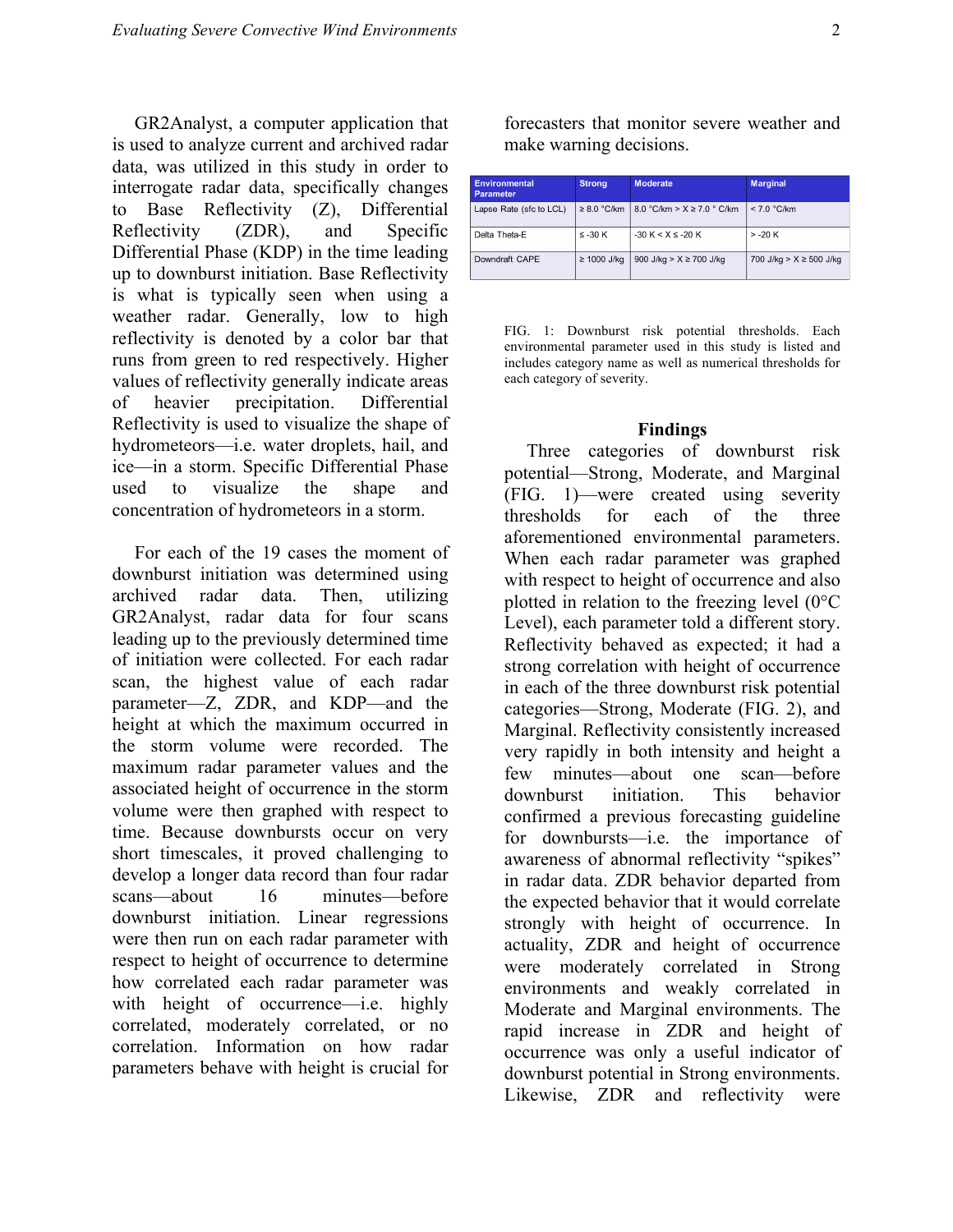GR2Analyst, a computer application that is used to analyze current and archived radar data, was utilized in this study in order to interrogate radar data, specifically changes to Base Reflectivity (Z), Differential Reflectivity (ZDR), and Specific Differential Phase (KDP) in the time leading up to downburst initiation. Base Reflectivity is what is typically seen when using a weather radar. Generally, low to high reflectivity is denoted by a color bar that runs from green to red respectively. Higher values of reflectivity generally indicate areas of heavier precipitation. Differential Reflectivity is used to visualize the shape of hydrometeors—i.e. water droplets, hail, and ice—in a storm. Specific Differential Phase used to visualize the shape and concentration of hydrometeors in a storm.

For each of the 19 cases the moment of downburst initiation was determined using archived radar data. Then, utilizing GR2Analyst, radar data for four scans leading up to the previously determined time of initiation were collected. For each radar scan, the highest value of each radar parameter—Z, ZDR, and KDP—and the height at which the maximum occurred in the storm volume were recorded. The maximum radar parameter values and the associated height of occurrence in the storm volume were then graphed with respect to time. Because downbursts occur on very short timescales, it proved challenging to develop a longer data record than four radar scans—about 16 minutes—before downburst initiation. Linear regressions were then run on each radar parameter with respect to height of occurrence to determine how correlated each radar parameter was with height of occurrence—i.e. highly correlated, moderately correlated, or no correlation. Information on how radar parameters behave with height is crucial for forecasters that monitor severe weather and make warning decisions.

| Environmental Parameter | Strong | Moderate | Marginal |
|---|---|---|---|
| Lapse Rate (sfc to LCL) | ≥ 8.0 °C/km | 8.0 °C/km > X ≥ 7.0 ° C/km | < 7.0 °C/km |
| Delta Theta-E | ≤ -30 K | -30 K < X ≤ -20 K | > -20 K |
| Downdraft CAPE | ≥ 1000 J/kg | 900 J/kg > X ≥ 700 J/kg | 700 J/kg > X ≥ 500 J/kg |

FIG. 1: Downburst risk potential thresholds. Each environmental parameter used in this study is listed and also includes category name as well as numerical thresholds for each category of severity.

## Findings

Three categories of downburst risk potential—Strong, Moderate, and Marginal (FIG. 1)—were created using severity thresholds for each of the three aforementioned environmental parameters. When each radar parameter was graphed with respect to height of occurrence and also plotted in relation to the freezing level (0°C Level), each parameter told a different story. Reflectivity behaved as expected; it had a strong correlation with height of occurrence in each of the three downburst risk potential categories—Strong, Moderate (FIG. 2), and Marginal. Reflectivity consistently increased very rapidly in both intensity and height a few minutes—about one scan—before downburst initiation. This behavior confirmed a previous forecasting guideline for downbursts—i.e. the importance of awareness of abnormal reflectivity "spikes" in radar data. ZDR behavior departed from the expected behavior that it would correlate strongly with height of occurrence. In actuality, ZDR and height of occurrence were moderately correlated in Strong environments and weakly correlated in Moderate and Marginal environments. The rapid increase in ZDR and height of occurrence was only a useful indicator of downburst potential in Strong environments. Likewise, ZDR and reflectivity were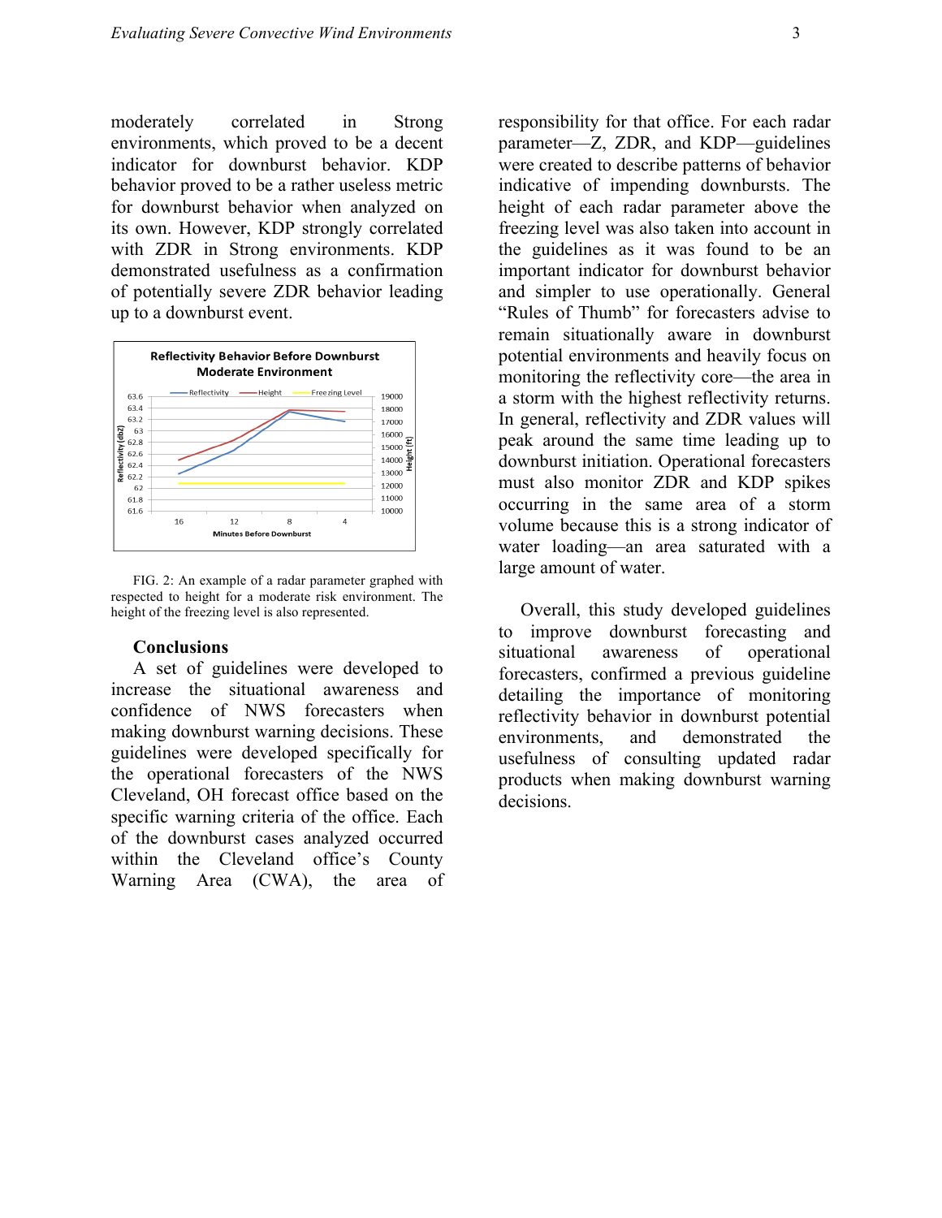moderately correlated in Strong environments, which proved to be a decent indicator for downburst behavior. KDP behavior proved to be a rather useless metric for downburst behavior when analyzed on its own. However, KDP strongly correlated with ZDR in Strong environments. KDP demonstrated usefulness as a confirmation of potentially severe ZDR behavior leading up to a downburst event.

FIG. 2: An example of a radar parameter graphed with respected to height for a moderate risk environment. The height of the freezing level is also represented.

## Conclusions

A set of guidelines were developed to increase the situational awareness and confidence of NWS forecasters when making downburst warning decisions. These guidelines were developed specifically for the operational forecasters of the NWS Cleveland, OH forecast office based on the specific warning criteria of the office. Each of the downburst cases analyzed occurred within the Cleveland office's County Warning Area (CWA), the area of responsibility for that office. For each radar parameter—Z, ZDR, and KDP—guidelines were created to describe patterns of behavior indicative of impending downbursts. The height of each radar parameter above the freezing level was also taken into account in the guidelines as it was found to be an important indicator for downburst behavior and simpler to use operationally. General "Rules of Thumb" for forecasters advise to remain situationally aware in downburst potential environments and heavily focus on monitoring the reflectivity core—the area in a storm with the highest reflectivity returns. In general, reflectivity and ZDR values will peak around the same time leading up to downburst initiation. Operational forecasters must also monitor ZDR and KDP spikes occurring in the same area of a storm volume because this is a strong indicator of water loading—an area saturated with a large amount of water.

Overall, this study developed guidelines to improve downburst forecasting and situational awareness of operational forecasters, confirmed a previous guideline detailing the importance of monitoring reflectivity behavior in downburst potential environments, and demonstrated the usefulness of consulting updated radar products when making downburst warning decisions.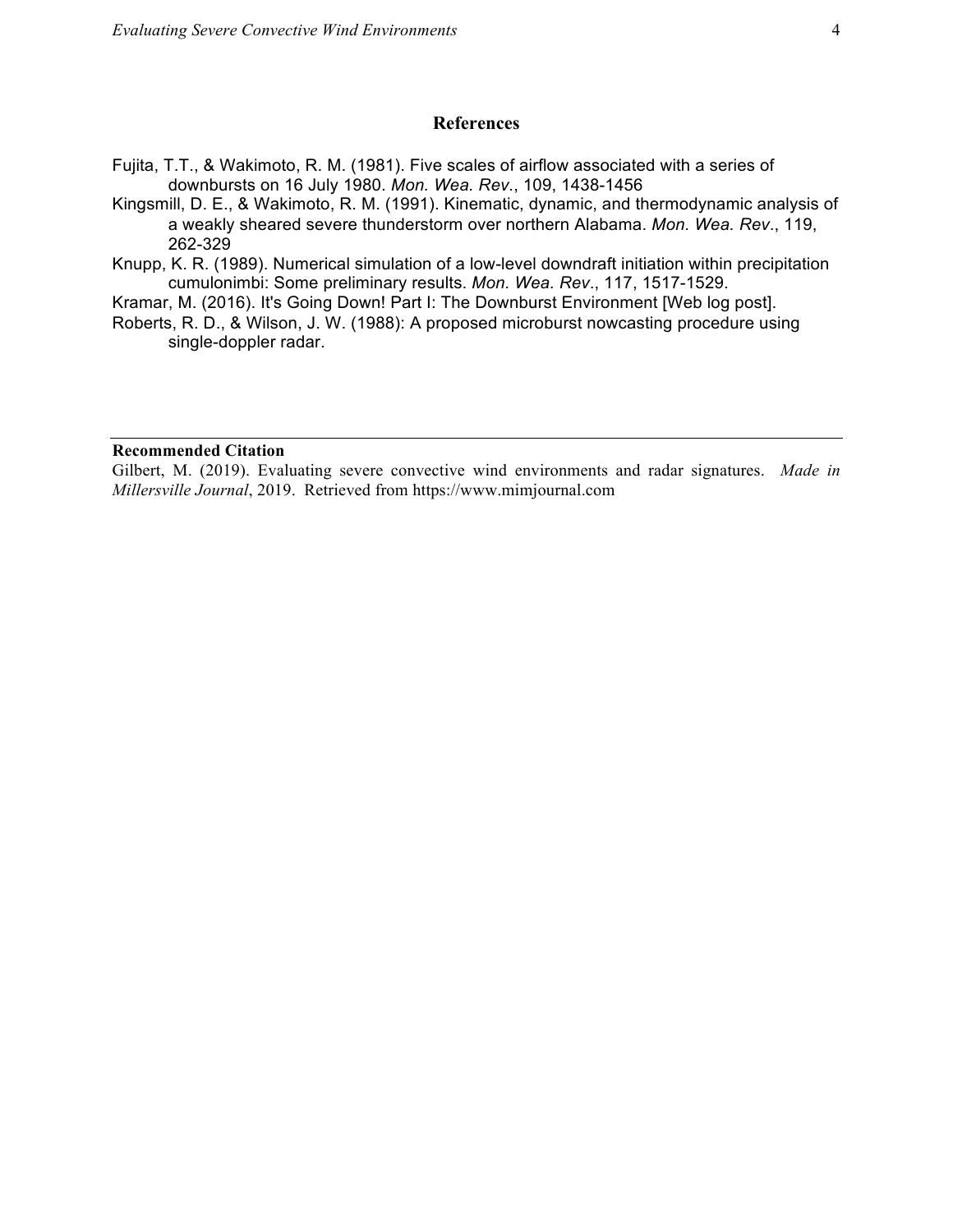## References

Fujita, T.T., & Wakimoto, R. M. (1981). Five scales of airflow associated with a series of downbursts on 16 July 1980. *Mon. Wea. Rev.*, 109, 1438-1456

Kingsmill, D. E., & Wakimoto, R. M. (1991). Kinematic, dynamic, and thermodynamic analysis of a weakly sheared severe thunderstorm over northern Alabama. *Mon. Wea. Rev*., 119, 262-329

Knupp, K. R. (1989). Numerical simulation of a low-level downdraft initiation within precipitation cumulonimbi: Some preliminary results. *Mon. Wea. Rev*., 117, 1517-1529.

Kramar, M. (2016). It's Going Down! Part I: The Downburst Environment [Web log post].

Roberts, R. D., & Wilson, J. W. (1988): A proposed microburst nowcasting procedure using single-doppler radar.

---

**Recommended Citation**

Gilbert, M. (2019). Evaluating severe convective wind environments and radar signatures. *Made in Millersville Journal*, 2019. Retrieved from https://www.mimjournal.com